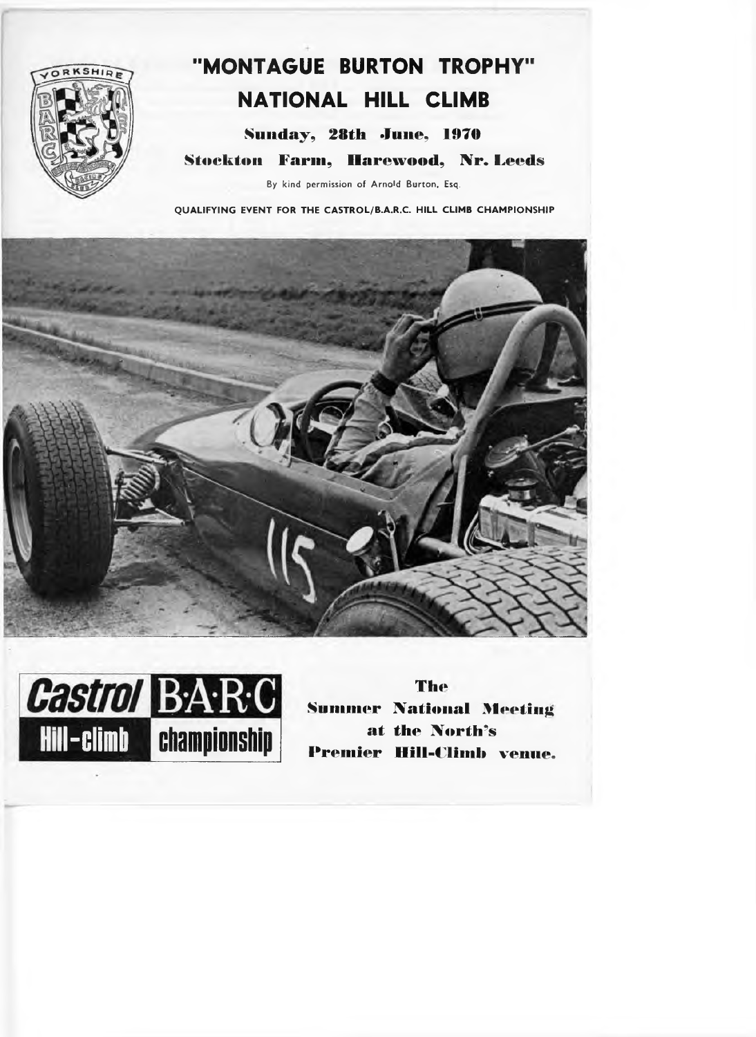# "MONTAGUE BURTON TROPHY" NATIONAL HILL CLIMB

**Sunday, 28th June, 1970**

**Stockton Farm, Harewood, Nr. Leeds**

By kind permission of Arnold Burton, Esq.

QUALIFYING EVENT FOR THE CASTROL/B.A.R.C. HILL CLIMB CHAMPIONSHIP

Castrol B·A·R·C Hill-climb championship

**The Summer National Meeting at the North's Premier Hill-Climb venue.**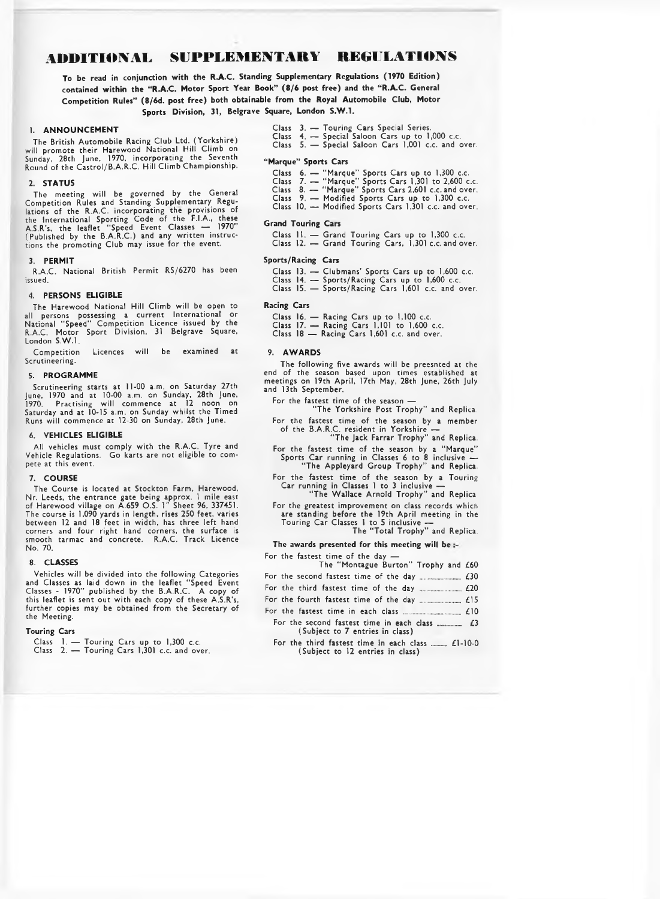# ADDITIONAL SUPPLEMENTARY REGULATIONS

**To be read in conjunction with the R.A.C. Standing Supplementary Regulations (1970 Edition) contained within the "R.A.C. Motor Sport Year Book" (8/6 post free) and the "R.A.C. General Competition Rules" (8/6d. post free) both obtainable from the Royal Automobile Club, Motor Sports Division, 31, Belgrave Square, London S.W.1.**

## 1. ANNOUNCEMENT

The British Automobile Racing Club Ltd. (Yorkshire) will promote their Harewood National Hill Climb on Sunday, 28th June, 1970, incorporating the Seventh Round of the Castrol/B.A.R.C. Hill Climb Championship.

## 2. STATUS

The meeting will be governed by the General Competition Rules and Standing Supplementary Regulations of the R.A.C. incorporating the provisions of the International Sporting Code of the F.I.A., these A.S.R's, the leaflet "Speed Event Classes — 1970" (Published by the B.A.R.C.) and any written instructions the promoting Club may issue for the event.

## 3. PERMIT

R.A.C. National British Permit RS/6270 has been issued.

## 4. PERSONS ELIGIBLE

The Harewood National Hill Climb will be open to all persons possessing a current International or National "Speed" Competition Licence issued by the R.A.C. Motor Sport Division, 31 Belgrave Square, London S.W.1.

Competition Licences will be examined at Scrutineering.

## 5. PROGRAMME

Scrutineering starts at 11-00 a.m. on Saturday 27th June, 1970 and at 10-00 a.m. on Sunday, 28th June, 1970. Practising will commence at 12 noon on Saturday and at 10-15 a.m. on Sunday whilst the Timed Runs will commence at 12-30 on Sunday, 28th June.

## 6. VEHICLES ELIGIBLE

All vehicles must comply with the R.A.C. Tyre and Vehicle Regulations. Go karts are not eligible to compete at this event.

## 7. COURSE

The Course is located at Stockton Farm, Harewood, Nr. Leeds, the entrance gate being approx. 1 mile east of Harewood village on A.659 O.S. 1" Sheet 96. 337451. The course is 1,090 yards in length, rises 250 feet, varies between 12 and 18 feet in width, has three left hand corners and four right hand corners, the surface is smooth tarmac and concrete. R.A.C. Track Licence No. 70.

## 8. CLASSES

Vehicles will be divided into the following Categories and Classes as laid down in the leaflet "Speed Event Classes - 1970" published by the B.A.R.C. A copy of this leaflet is sent out with each copy of these A.S.R's, further copies may be obtained from the Secretary of the Meeting.

### Touring Cars

- Class 1. — Touring Cars up to 1,300 c.c.
- Class 2. — Touring Cars 1,301 c.c. and over.
- Class 3. — Touring Cars Special Series.
- Class 4. — Special Saloon Cars up to 1,000 c.c.
- Class 5. — Special Saloon Cars 1,001 c.c. and over.

### "Marque" Sports Cars

- Class 6. — "Marque" Sports Cars up to 1,300 c.c.
- Class 7. — "Marque" Sports Cars 1,301 to 2,600 c.c.
- Class 8. — "Marque" Sports Cars 2,601 c.c. and over.
- Class 9. — Modified Sports Cars up to 1,300 c.c.
- Class 10. — Modified Sports Cars 1,301 c.c. and over.

### Grand Touring Cars

- Class 11. — Grand Touring Cars up to 1,300 c.c.
- Class 12. — Grand Touring Cars, 1,301 c.c. and over.

### Sports/Racing Cars

- Class 13. — Clubmans' Sports Cars up to 1,600 c.c.
- Class 14. — Sports/Racing Cars up to 1,600 c.c.
- Class 15. — Sports/Racing Cars 1,601 c.c. and over.

### Racing Cars

- Class 16. — Racing Cars up to 1,100 c.c.
- Class 17. — Racing Cars 1,101 to 1,600 c.c.
- Class 18 — Racing Cars 1,601 c.c. and over.

## 9. AWARDS

The following five awards will be preesnted at the end of the season based upon times established at meetings on 19th April, 17th May, 28th June, 26th July and 13th September.

For the fastest time of the season —
"The Yorkshire Post Trophy" and Replica.

For the fastest time of the season by a member of the B.A.R.C. resident in Yorkshire —
"The Jack Farrar Trophy" and Replica.

For the fastest time of the season by a "Marque" Sports Car running in Classes 6 to 8 inclusive —
"The Appleyard Group Trophy" and Replica.

For the fastest time of the season by a Touring Car running in Classes 1 to 3 inclusive —
"The Wallace Arnold Trophy" and Replica

For the greatest improvement on class records which are standing before the 19th April meeting in the Touring Car Classes 1 to 5 inclusive —
The "Total Trophy" and Replica.

**The awards presented for this meeting will be :-**

For the fastest time of the day —
The "Montague Burton" Trophy and £60

For the second fastest time of the day .......... £30

For the third fastest time of the day .......... £20

For the fourth fastest time of the day .......... £15

For the fastest time in each class .......... £10

For the second fastest time in each class .......... £3
(Subject to 7 entries in class)

For the third fastest time in each class .......... £1-10-0
(Subject to 12 entries in class)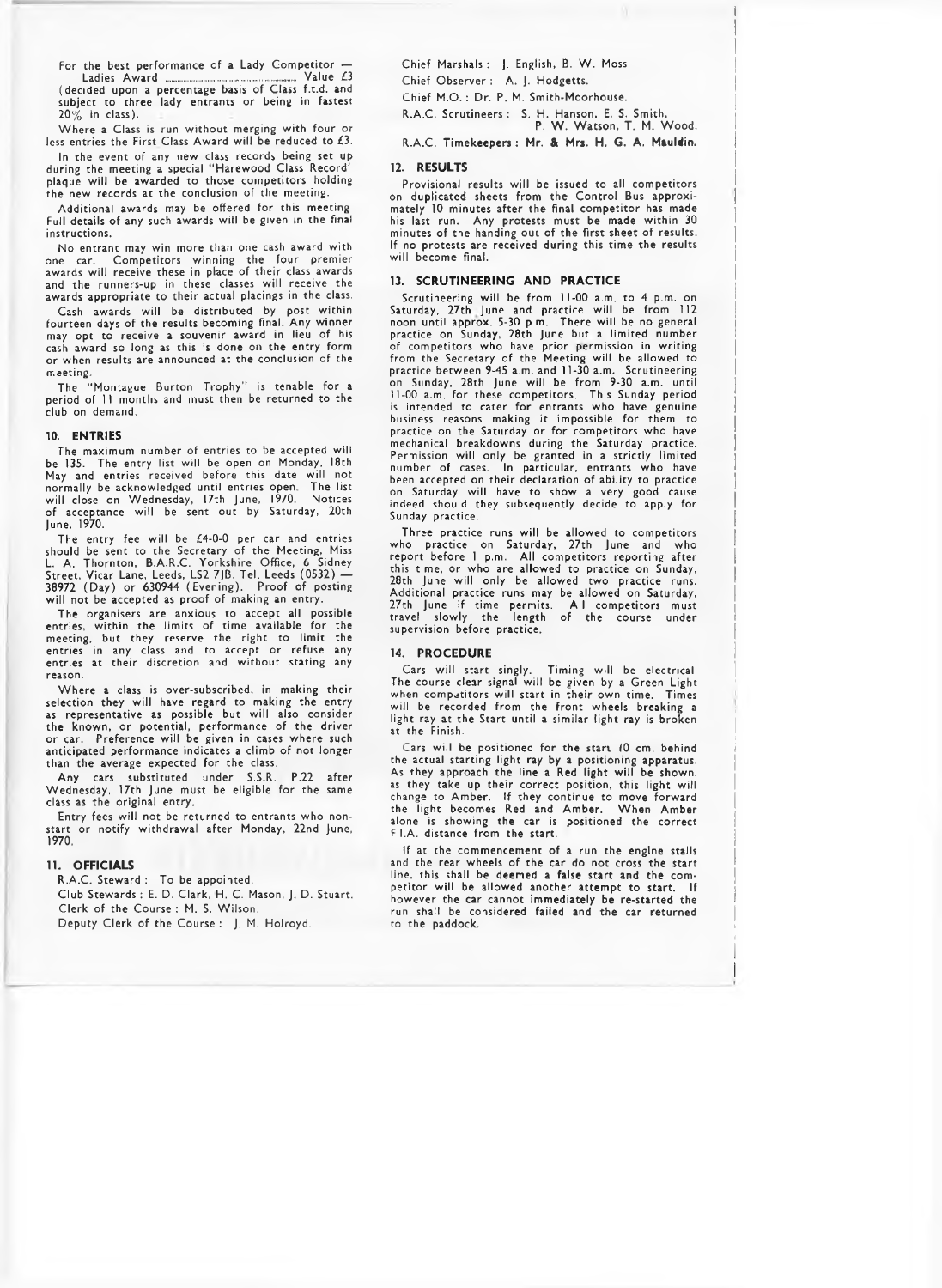For the best performance of a Lady Competitor —
Ladies Award .................................................. Value £3
(decided upon a percentage basis of Class f.t.d. and subject to three lady entrants or being in fastest 20% in class).

Where a Class is run without merging with four or less entries the First Class Award will be reduced to £3.

In the event of any new class records being set up during the meeting a special "Harewood Class Record" plaque will be awarded to those competitors holding the new records at the conclusion of the meeting.

Additional awards may be offered for this meeting Full details of any such awards will be given in the final instructions.

No entrant may win more than one cash award with one car. Competitors winning the four premier awards will receive these in place of their class awards and the runners-up in these classes will receive the awards appropriate to their actual placings in the class.

Cash awards will be distributed by post within fourteen days of the results becoming final. Any winner may opt to receive a souvenir award in lieu of his cash award so long as this is done on the entry form or when results are announced at the conclusion of the meeting.

The "Montague Burton Trophy" is tenable for a period of 11 months and must then be returned to the club on demand.

## 10. ENTRIES

The maximum number of entries to be accepted will be 135. The entry list will be open on Monday, 18th May and entries received before this date will not normally be acknowledged until entries open. The list will close on Wednesday, 17th June, 1970. Notices of acceptance will be sent out by Saturday, 20th June, 1970.

The entry fee will be £4-0-0 per car and entries should be sent to the Secretary of the Meeting, Miss L. A. Thornton, B.A.R.C. Yorkshire Office, 6 Sidney Street, Vicar Lane, Leeds, LS2 7JB. Tel. Leeds (0532) — 38972 (Day) or 630944 (Evening). Proof of posting will not be accepted as proof of making an entry.

The organisers are anxious to accept all possible entries, within the limits of time available for the meeting, but they reserve the right to limit the entries in any class and to accept or refuse any entries at their discretion and without stating any reason.

Where a class is over-subscribed, in making their selection they will have regard to making the entry as representative as possible but will also consider the known, or potential, performance of the driver or car. Preference will be given in cases where such anticipated performance indicates a climb of not longer than the average expected for the class.

Any cars substituted under S.S.R. P.22 after Wednesday, 17th June must be eligible for the same class as the original entry.

Entry fees will not be returned to entrants who non-start or notify withdrawal after Monday, 22nd June, 1970.

## 11. OFFICIALS

R.A.C. Steward : To be appointed.
Club Stewards : E. D. Clark, H. C. Mason, J. D. Stuart.
Clerk of the Course : M. S. Wilson.
Deputy Clerk of the Course : J. M. Holroyd.
Chief Marshals : J. English, B. W. Moss.
Chief Observer : A. J. Hodgetts.
Chief M.O. : Dr. P. M. Smith-Moorhouse.
R.A.C. Scrutineers : S. H. Hanson, E. S. Smith, P. W. Watson, T. M. Wood.
R.A.C. Timekeepers : Mr. & Mrs. H. G. A. Mauldin.

## 12. RESULTS

Provisional results will be issued to all competitors on duplicated sheets from the Control Bus approximately 10 minutes after the final competitor has made his last run. Any protests must be made within 30 minutes of the handing out of the first sheet of results. If no protests are received during this time the results will become final.

## 13. SCRUTINEERING AND PRACTICE

Scrutineering will be from 11-00 a.m. to 4 p.m. on Saturday, 27th June and practice will be from 12 noon until approx. 5-30 p.m. There will be no general practice on Sunday, 28th June but a limited number of competitors who have prior permission in writing from the Secretary of the Meeting will be allowed to practice between 9-45 a.m. and 11-30 a.m. Scrutineering on Sunday, 28th June will be from 9-30 a.m. until 11-00 a.m. for these competitors. This Sunday period is intended to cater for entrants who have genuine business reasons making it impossible for them to practice on the Saturday or for competitors who have mechanical breakdowns during the Saturday practice. Permission will only be granted in a strictly limited number of cases. In particular, entrants who have been accepted on their declaration of ability to practice on Saturday will have to show a very good cause indeed should they subsequently decide to apply for Sunday practice.

Three practice runs will be allowed to competitors who practice on Saturday, 27th June and who report before 1 p.m. All competitors reporting after this time, or who are allowed to practice on Sunday, 28th June will only be allowed two practice runs. Additional practice runs may be allowed on Saturday, 27th June if time permits. All competitors must travel slowly the length of the course under supervision before practice.

## 14. PROCEDURE

Cars will start singly. Timing will be electrical. The course clear signal will be given by a Green Light when competitors will start in their own time. Times will be recorded from the front wheels breaking a light ray at the Start until a similar light ray is broken at the Finish.

Cars will be positioned for the start 10 cm. behind the actual starting light ray by a positioning apparatus. As they approach the line a Red light will be shown, as they take up their correct position, this light will change to Amber. If they continue to move forward the light becomes Red and Amber. When Amber alone is showing the car is positioned the correct F.I.A. distance from the start.

If at the commencement of a run the engine stalls and the rear wheels of the car do not cross the start line, this shall be deemed a false start and the competitor will be allowed another attempt to start. If however the car cannot immediately be re-started the run shall be considered failed and the car returned to the paddock.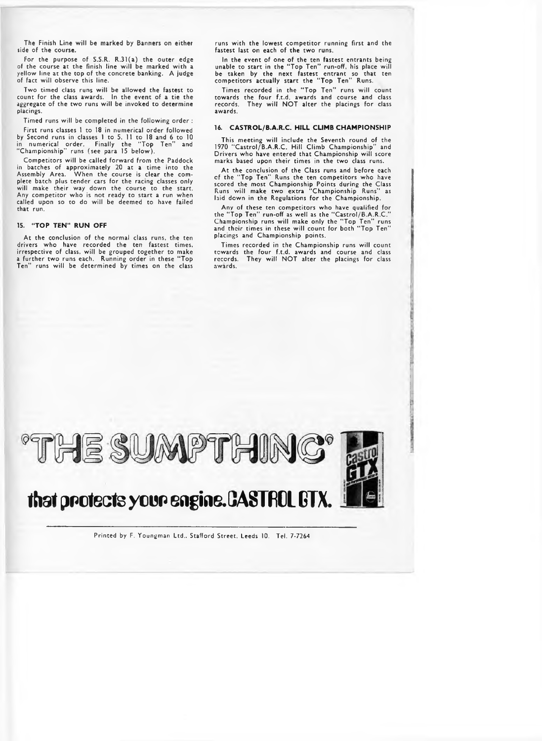The Finish Line will be marked by Banners on either side of the course.

For the purpose of S.S.R. R.31(a) the outer edge of the course at the finish line will be marked with a yellow line at the top of the concrete banking. A judge of fact will observe this line.

Two timed class runs will be allowed the fastest to count for the class awards. In the event of a tie the aggregate of the two runs will be invoked to determine placings.

Timed runs will be completed in the following order :

First runs classes 1 to 18 in numerical order followed by Second runs in classes 1 to 5, 11 to 18 and 6 to 10 in numerical order. Finally the "Top Ten" and "Championship" runs (see para 15 below).

Competitors will be called forward from the Paddock in batches of approximately 20 at a time into the Assembly Area. When the course is clear the complete batch plus tender cars for the racing classes only will make their way down the course to the start. Any competitor who is not ready to start a run when called upon so to do will be deemed to have failed that run.

## 15. "TOP TEN" RUN OFF

At the conclusion of the normal class runs, the ten drivers who have recorded the ten fastest times, irrespective of class, will be grouped together to make a further two runs each. Running order in these "Top Ten" runs will be determined by times on the class runs with the lowest competitor running first and the fastest last on each of the two runs.

In the event of one of the ten fastest entrants being unable to start in the "Top Ten" run-off, his place will be taken by the next fastest entrant so that ten competitors actually start the "Top Ten" Runs.

Times recorded in the "Top Ten" runs will count towards the four f.t.d. awards and course and class records. They will NOT alter the placings for class awards.

## 16. CASTROL/B.A.R.C. HILL CLIMB CHAMPIONSHIP

This meeting will include the Seventh round of the 1970 "Castrol/B.A.R.C. Hill Climb Championship" and Drivers who have entered that Championship will score marks based upon their times in the two class runs.

At the conclusion of the Class runs and before each of the "Top Ten" Runs the ten competitors who have scored the most Championship Points during the Class Runs will make two extra "Championship Runs" as laid down in the Regulations for the Championship.

Any of these ten competitors who have qualified for the "Top Ten" run-off as well as the "Castrol/B.A.R.C." Championship runs will make only the "Top Ten" runs and their times in these will count for both "Top Ten" placings and Championship points.

Times recorded in the Championship runs will count towards the four f.t.d. awards and course and class records. They will NOT alter the placings for class awards.

'THE SUMPTHING'

that protects your engine. CASTROL GTX.

Printed by F. Youngman Ltd., Stafford Street, Leeds 10. Tel. 7-7264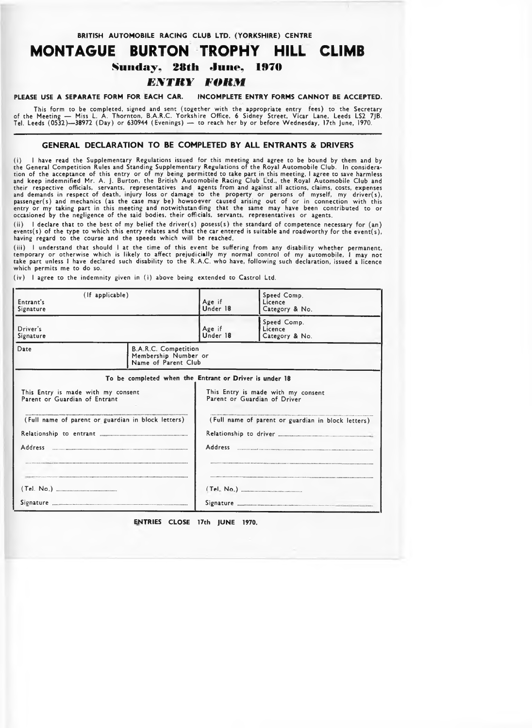BRITISH AUTOMOBILE RACING CLUB LTD. (YORKSHIRE) CENTRE

# MONTAGUE BURTON TROPHY HILL CLIMB

## Sunday, 28th June, 1970

## *ENTRY FORM*

**PLEASE USE A SEPARATE FORM FOR EACH CAR. INCOMPLETE ENTRY FORMS CANNOT BE ACCEPTED.**

This form to be completed, signed and sent (together with the appropriate entry fees) to the Secretary of the Meeting — Miss L. A. Thornton, B.A.R.C. Yorkshire Office, 6 Sidney Street, Vicar Lane, Leeds LS2 7JB. Tel. Leeds (0532)—38972 (Day) or 630944 (Evenings) — to reach her by or before Wednesday, 17th June, 1970.

### GENERAL DECLARATION TO BE COMPLETED BY ALL ENTRANTS & DRIVERS

(i) I have read the Supplementary Regulations issued for this meeting and agree to be bound by them and by the General Competition Rules and Standing Supplementary Regulations of the Royal Automobile Club. In consideration of the acceptance of this entry or of my being permitted to take part in this meeting, I agree to save harmless and keep indemnified Mr. A. J. Burton, the British Automobile Racing Club Ltd., the Royal Automobile Club and their respective officials, servants, representatives and agents from and against all actions, claims, costs, expenses and demands in respect of death, injury loss or damage to the property or persons of myself, my driver(s), passenger(s) and mechanics (as the case may be) howsoever caused arising out of or in connection with this entry or my taking part in this meeting and notwithstanding that the same may have been contributed to or occasioned by the negligence of the said bodies, their officials, servants, representatives or agents.

(ii) I declare that to the best of my belief the driver(s) posess(s) the standard of competence necessary for (an) events(s) of the type to which this entry relates and that the car entered is suitable and roadworthy for the event(s), having regard to the course and the speeds which will be reached.

(iii) I understand that should I at the time of this event be suffering from any disability whether permanent, temporary or otherwise which is likely to affect prejudicially my normal control of my automobile, I may not take part unless I have declared such disability to the R.A.C. who have, following such declaration, issued a licence which permits me to do so.

(iv) I agree to the indemnity given in (i) above being extended to Castrol Ltd.

| Entrant's Signature (If applicable) | | Age if Under 18 | Speed Comp. Licence Category & No. |
|---|---|---|---|
| Driver's Signature | | Age if Under 18 | Speed Comp. Licence Category & No. |
| Date | B.A.R.C. Competition Membership Number or Name of Parent Club | | |

**To be completed when the Entrant or Driver is under 18**

| This Entry is made with my consent Parent or Guardian of Entrant | This Entry is made with my consent Parent or Guardian of Driver |
|---|---|
| (Full name of parent or guardian in block letters) | (Full name of parent or guardian in block letters) |
| Relationship to entrant ............ | Relationship to driver ............ |
| Address ............ | Address ............ |
| (Tel. No.) ............ | (Tel. No.) ............ |
| Signature ............ | Signature ............ |

**ENTRIES CLOSE 17th JUNE 1970.**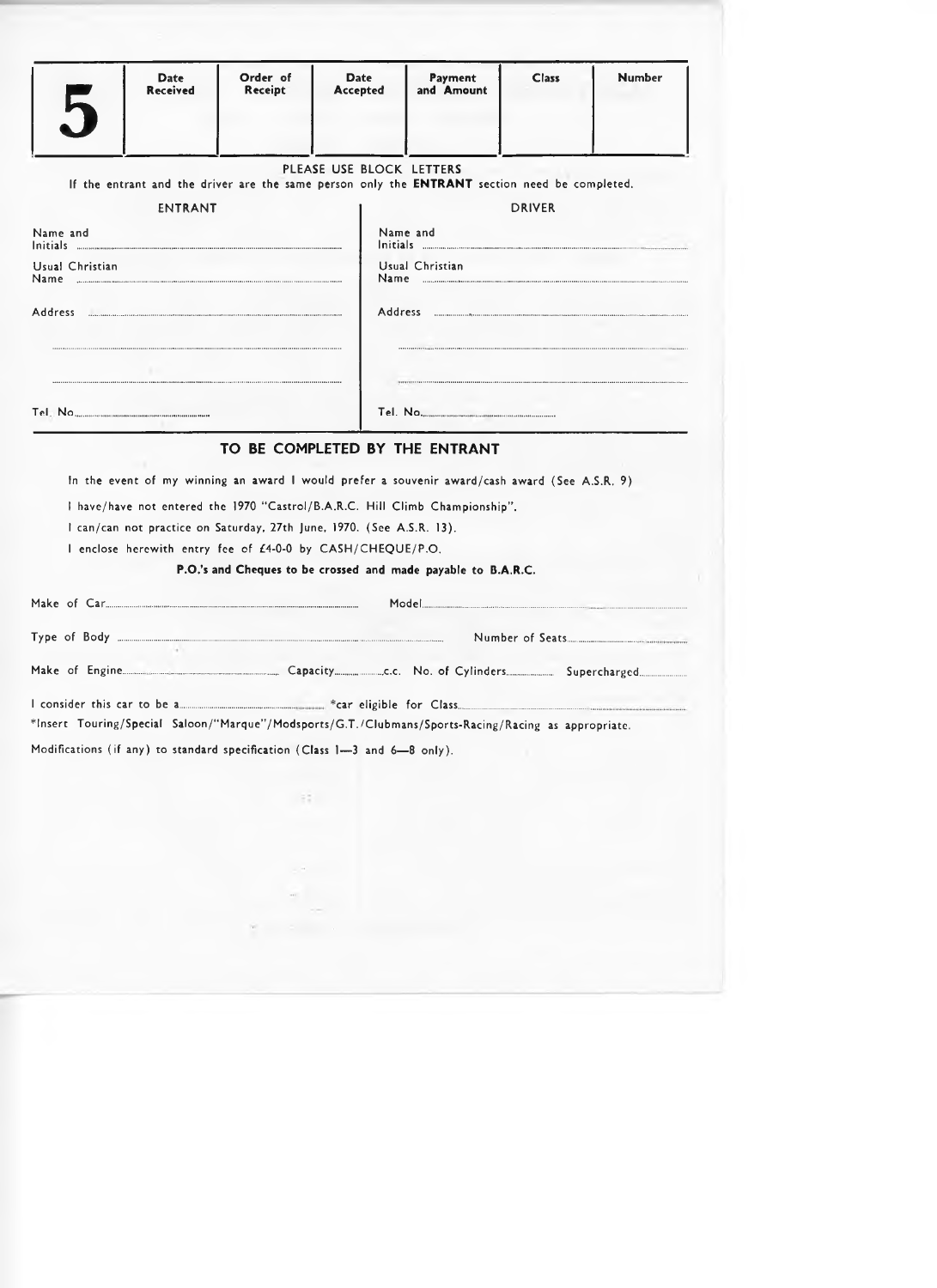| 5 | Date Received | Order of Receipt | Date Accepted | Payment and Amount | Class | Number |
|---|---|---|---|---|---|---|
| | | | | | | |

PLEASE USE BLOCK LETTERS

If the entrant and the driver are the same person only the **ENTRANT** section need be completed.

| ENTRANT | DRIVER |
|---|---|
| Name and Initials ........................ | Name and Initials ........................ |
| Usual Christian Name ........................ | Usual Christian Name ........................ |
| Address ........................ | Address ........................ |
| ........................ | ........................ |
| ........................ | ........................ |
| Tel. No........................ | Tel. No........................ |

## TO BE COMPLETED BY THE ENTRANT

In the event of my winning an award I would prefer a souvenir award/cash award (See A.S.R. 9)

I have/have not entered the 1970 "Castrol/B.A.R.C. Hill Climb Championship".

I can/can not practice on Saturday, 27th June, 1970. (See A.S.R. 13).

I enclose herewith entry fee of £4-0-0 by CASH/CHEQUE/P.O.

**P.O.'s and Cheques to be crossed and made payable to B.A.R.C.**

Make of Car........................ Model........................

Type of Body ........................ Number of Seats........................

Make of Engine........................ Capacity..........c.c. No. of Cylinders.......... Supercharged..........

I consider this car to be a........................ *car eligible for Class........................

*Insert Touring/Special Saloon/"Marque"/Modsports/G.T./Clubmans/Sports-Racing/Racing as appropriate.

Modifications (if any) to standard specification (Class 1—3 and 6—8 only).